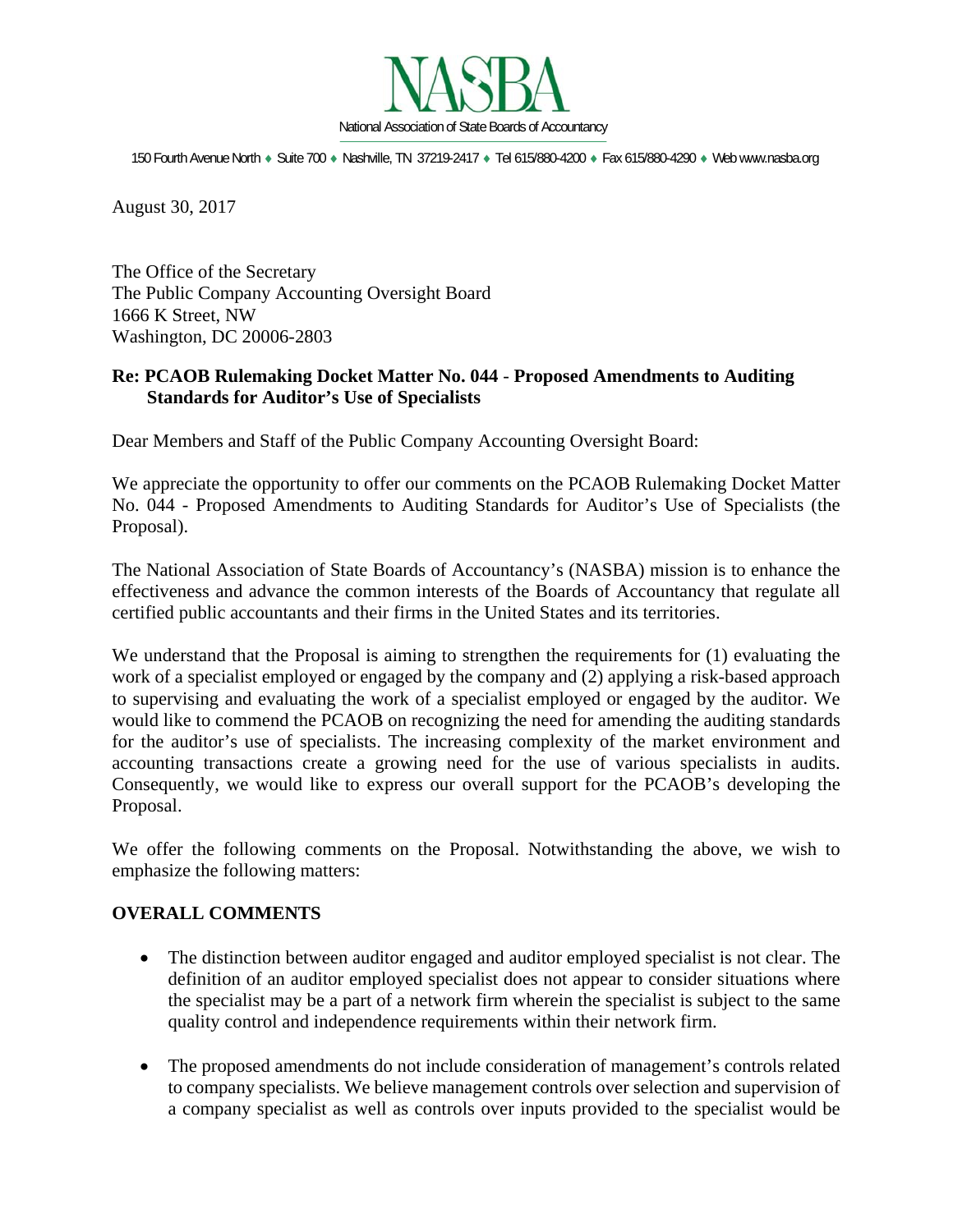NASBA

National Association of State Boards of Accountancy

150 Fourth Avenue North ♦ Suite 700 ♦ Nashville, TN 37219-2417 ♦ Tel 615/880-4200 ♦ Fax 615/880-4290 ♦ Web www.nasba.org

August 30, 2017

The Office of the Secretary
The Public Company Accounting Oversight Board
1666 K Street, NW
Washington, DC 20006-2803

**Re: PCAOB Rulemaking Docket Matter No. 044 - Proposed Amendments to Auditing Standards for Auditor's Use of Specialists**

Dear Members and Staff of the Public Company Accounting Oversight Board:

We appreciate the opportunity to offer our comments on the PCAOB Rulemaking Docket Matter No. 044 - Proposed Amendments to Auditing Standards for Auditor's Use of Specialists (the Proposal).

The National Association of State Boards of Accountancy's (NASBA) mission is to enhance the effectiveness and advance the common interests of the Boards of Accountancy that regulate all certified public accountants and their firms in the United States and its territories.

We understand that the Proposal is aiming to strengthen the requirements for (1) evaluating the work of a specialist employed or engaged by the company and (2) applying a risk-based approach to supervising and evaluating the work of a specialist employed or engaged by the auditor. We would like to commend the PCAOB on recognizing the need for amending the auditing standards for the auditor's use of specialists. The increasing complexity of the market environment and accounting transactions create a growing need for the use of various specialists in audits. Consequently, we would like to express our overall support for the PCAOB's developing the Proposal.

We offer the following comments on the Proposal. Notwithstanding the above, we wish to emphasize the following matters:

**OVERALL COMMENTS**

- The distinction between auditor engaged and auditor employed specialist is not clear. The definition of an auditor employed specialist does not appear to consider situations where the specialist may be a part of a network firm wherein the specialist is subject to the same quality control and independence requirements within their network firm.

- The proposed amendments do not include consideration of management's controls related to company specialists. We believe management controls over selection and supervision of a company specialist as well as controls over inputs provided to the specialist would be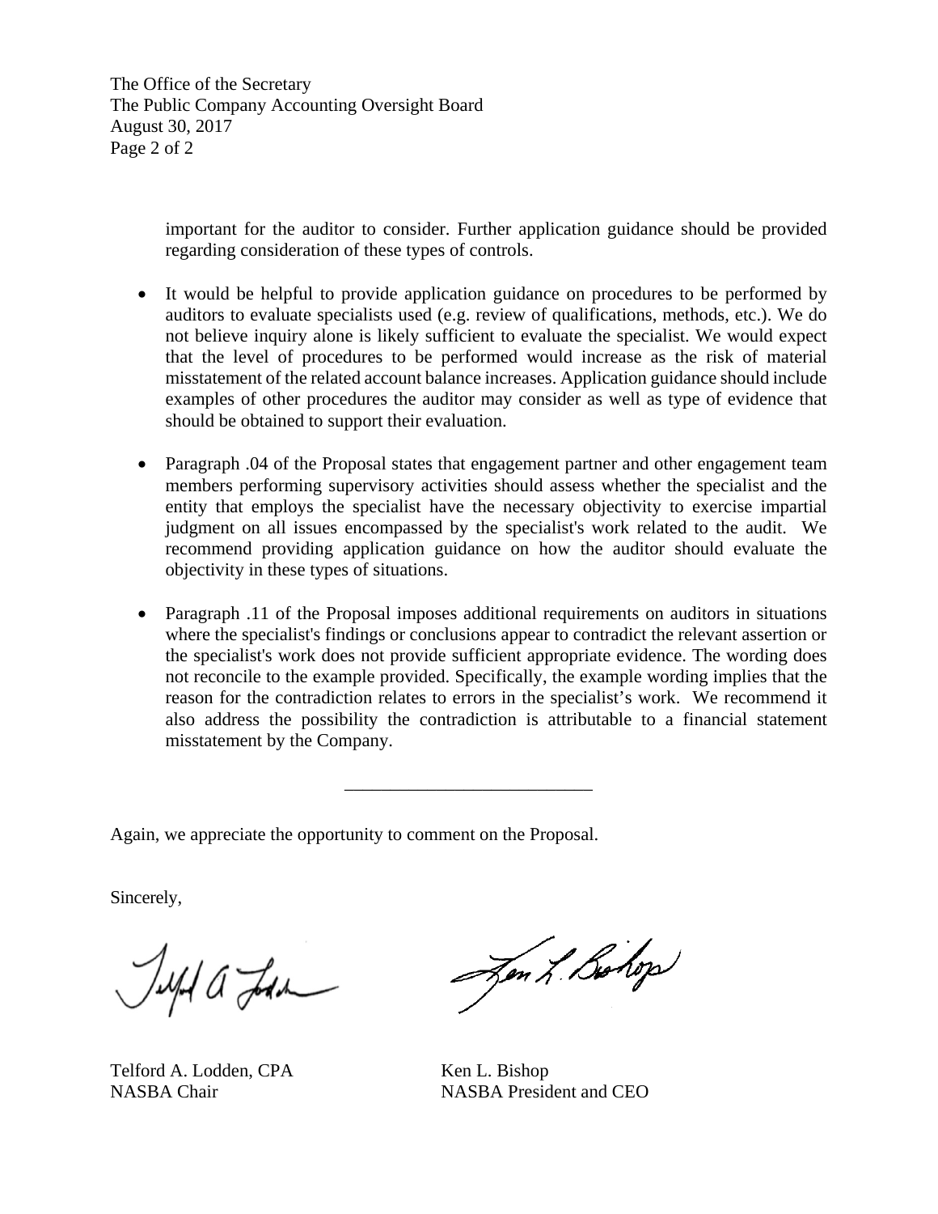important for the auditor to consider. Further application guidance should be provided regarding consideration of these types of controls.

- It would be helpful to provide application guidance on procedures to be performed by auditors to evaluate specialists used (e.g. review of qualifications, methods, etc.). We do not believe inquiry alone is likely sufficient to evaluate the specialist. We would expect that the level of procedures to be performed would increase as the risk of material misstatement of the related account balance increases. Application guidance should include examples of other procedures the auditor may consider as well as type of evidence that should be obtained to support their evaluation.

- Paragraph .04 of the Proposal states that engagement partner and other engagement team members performing supervisory activities should assess whether the specialist and the entity that employs the specialist have the necessary objectivity to exercise impartial judgment on all issues encompassed by the specialist's work related to the audit. We recommend providing application guidance on how the auditor should evaluate the objectivity in these types of situations.

- Paragraph .11 of the Proposal imposes additional requirements on auditors in situations where the specialist's findings or conclusions appear to contradict the relevant assertion or the specialist's work does not provide sufficient appropriate evidence. The wording does not reconcile to the example provided. Specifically, the example wording implies that the reason for the contradiction relates to errors in the specialist's work. We recommend it also address the possibility the contradiction is attributable to a financial statement misstatement by the Company.

---

Again, we appreciate the opportunity to comment on the Proposal.

Sincerely,

Telford A. Lodden, CPA
NASBA Chair

Ken L. Bishop
NASBA President and CEO